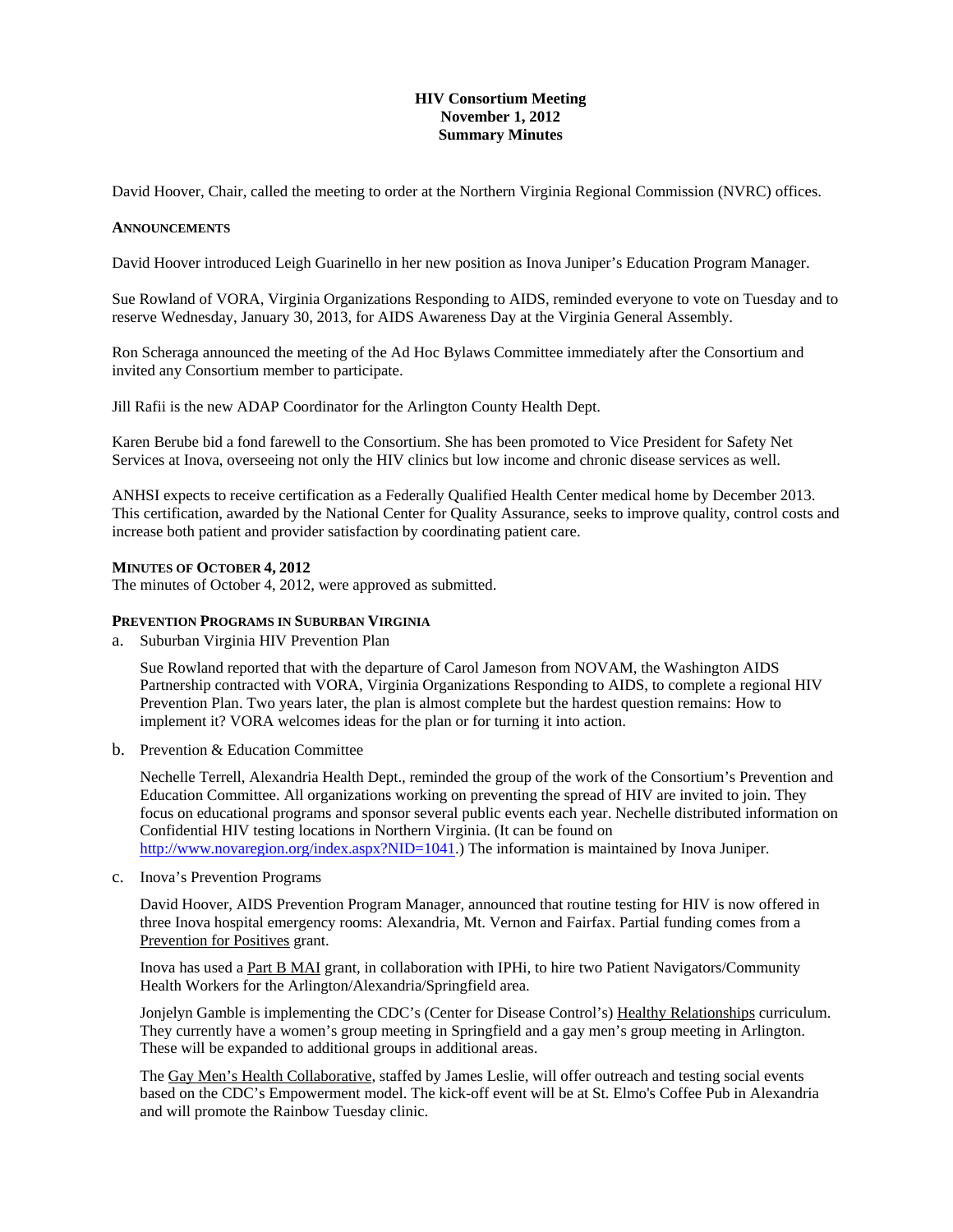# HIV Consortium Meeting
## November 1, 2012
## Summary Minutes

David Hoover, Chair, called the meeting to order at the Northern Virginia Regional Commission (NVRC) offices.

**ANNOUNCEMENTS**

David Hoover introduced Leigh Guarinello in her new position as Inova Juniper's Education Program Manager.

Sue Rowland of VORA, Virginia Organizations Responding to AIDS, reminded everyone to vote on Tuesday and to reserve Wednesday, January 30, 2013, for AIDS Awareness Day at the Virginia General Assembly.

Ron Scheraga announced the meeting of the Ad Hoc Bylaws Committee immediately after the Consortium and invited any Consortium member to participate.

Jill Rafii is the new ADAP Coordinator for the Arlington County Health Dept.

Karen Berube bid a fond farewell to the Consortium. She has been promoted to Vice President for Safety Net Services at Inova, overseeing not only the HIV clinics but low income and chronic disease services as well.

ANHSI expects to receive certification as a Federally Qualified Health Center medical home by December 2013. This certification, awarded by the National Center for Quality Assurance, seeks to improve quality, control costs and increase both patient and provider satisfaction by coordinating patient care.

**MINUTES OF OCTOBER 4, 2012**

The minutes of October 4, 2012, were approved as submitted.

**PREVENTION PROGRAMS IN SUBURBAN VIRGINIA**

a. Suburban Virginia HIV Prevention Plan

   Sue Rowland reported that with the departure of Carol Jameson from NOVAM, the Washington AIDS Partnership contracted with VORA, Virginia Organizations Responding to AIDS, to complete a regional HIV Prevention Plan. Two years later, the plan is almost complete but the hardest question remains: How to implement it? VORA welcomes ideas for the plan or for turning it into action.

b. Prevention & Education Committee

   Nechelle Terrell, Alexandria Health Dept., reminded the group of the work of the Consortium's Prevention and Education Committee. All organizations working on preventing the spread of HIV are invited to join. They focus on educational programs and sponsor several public events each year. Nechelle distributed information on Confidential HIV testing locations in Northern Virginia. (It can be found on http://www.novaregion.org/index.aspx?NID=1041.) The information is maintained by Inova Juniper.

c. Inova's Prevention Programs

   David Hoover, AIDS Prevention Program Manager, announced that routine testing for HIV is now offered in three Inova hospital emergency rooms: Alexandria, Mt. Vernon and Fairfax. Partial funding comes from a Prevention for Positives grant.

   Inova has used a Part B MAI grant, in collaboration with IPHi, to hire two Patient Navigators/Community Health Workers for the Arlington/Alexandria/Springfield area.

   Jonjelyn Gamble is implementing the CDC's (Center for Disease Control's) Healthy Relationships curriculum. They currently have a women's group meeting in Springfield and a gay men's group meeting in Arlington. These will be expanded to additional groups in additional areas.

   The Gay Men's Health Collaborative, staffed by James Leslie, will offer outreach and testing social events based on the CDC's Empowerment model. The kick-off event will be at St. Elmo's Coffee Pub in Alexandria and will promote the Rainbow Tuesday clinic.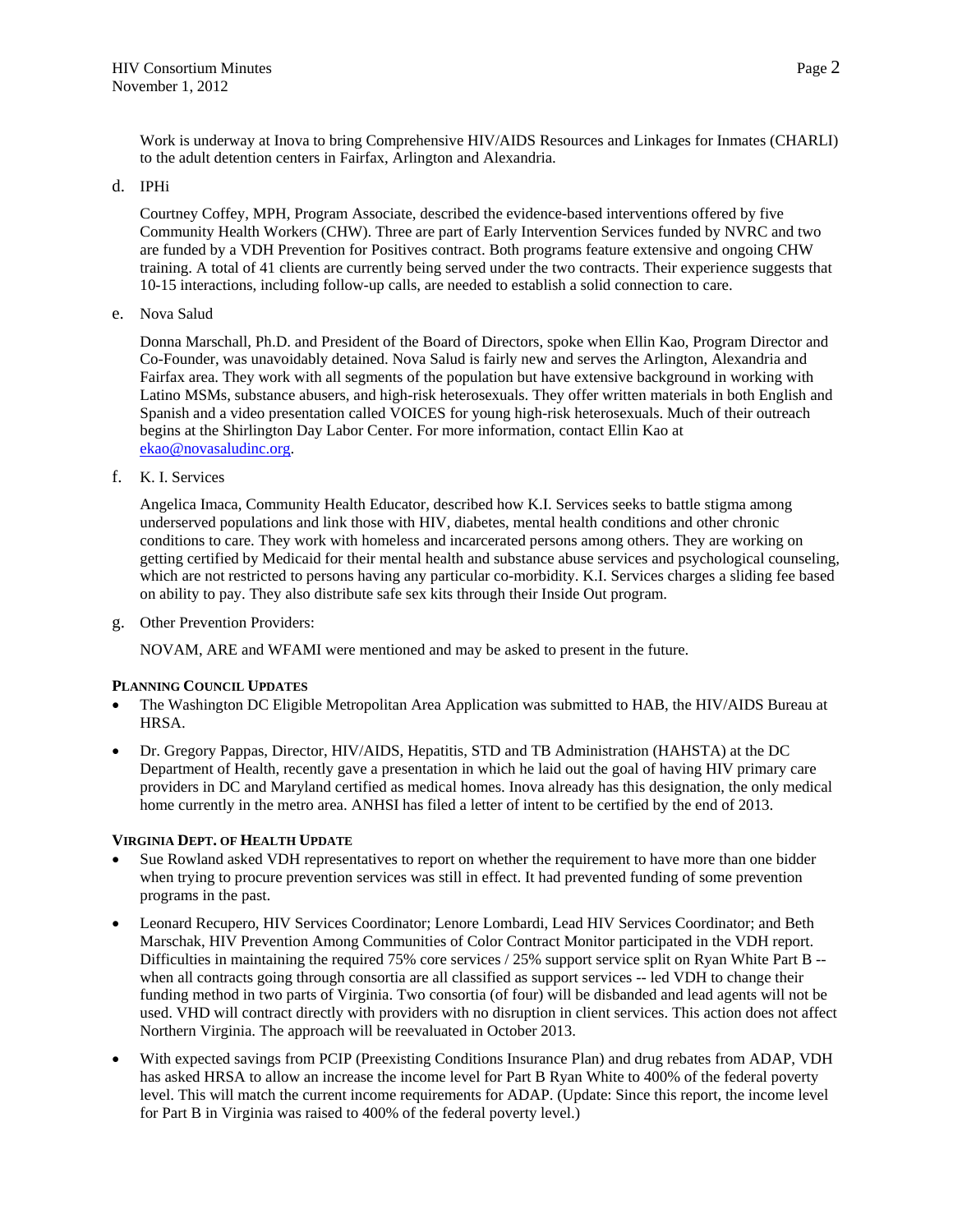Work is underway at Inova to bring Comprehensive HIV/AIDS Resources and Linkages for Inmates (CHARLI) to the adult detention centers in Fairfax, Arlington and Alexandria.

d. IPHi

Courtney Coffey, MPH, Program Associate, described the evidence-based interventions offered by five Community Health Workers (CHW). Three are part of Early Intervention Services funded by NVRC and two are funded by a VDH Prevention for Positives contract. Both programs feature extensive and ongoing CHW training. A total of 41 clients are currently being served under the two contracts. Their experience suggests that 10-15 interactions, including follow-up calls, are needed to establish a solid connection to care.

e. Nova Salud

Donna Marschall, Ph.D. and President of the Board of Directors, spoke when Ellin Kao, Program Director and Co-Founder, was unavoidably detained. Nova Salud is fairly new and serves the Arlington, Alexandria and Fairfax area. They work with all segments of the population but have extensive background in working with Latino MSMs, substance abusers, and high-risk heterosexuals. They offer written materials in both English and Spanish and a video presentation called VOICES for young high-risk heterosexuals. Much of their outreach begins at the Shirlington Day Labor Center. For more information, contact Ellin Kao at ekao@novasaludinc.org.

f. K. I. Services

Angelica Imaca, Community Health Educator, described how K.I. Services seeks to battle stigma among underserved populations and link those with HIV, diabetes, mental health conditions and other chronic conditions to care. They work with homeless and incarcerated persons among others. They are working on getting certified by Medicaid for their mental health and substance abuse services and psychological counseling, which are not restricted to persons having any particular co-morbidity. K.I. Services charges a sliding fee based on ability to pay. They also distribute safe sex kits through their Inside Out program.

g. Other Prevention Providers:

NOVAM, ARE and WFAMI were mentioned and may be asked to present in the future.

**PLANNING COUNCIL UPDATES**

- The Washington DC Eligible Metropolitan Area Application was submitted to HAB, the HIV/AIDS Bureau at HRSA.
- Dr. Gregory Pappas, Director, HIV/AIDS, Hepatitis, STD and TB Administration (HAHSTA) at the DC Department of Health, recently gave a presentation in which he laid out the goal of having HIV primary care providers in DC and Maryland certified as medical homes. Inova already has this designation, the only medical home currently in the metro area. ANHSI has filed a letter of intent to be certified by the end of 2013.

**VIRGINIA DEPT. OF HEALTH UPDATE**

- Sue Rowland asked VDH representatives to report on whether the requirement to have more than one bidder when trying to procure prevention services was still in effect. It had prevented funding of some prevention programs in the past.
- Leonard Recupero, HIV Services Coordinator; Lenore Lombardi, Lead HIV Services Coordinator; and Beth Marschak, HIV Prevention Among Communities of Color Contract Monitor participated in the VDH report. Difficulties in maintaining the required 75% core services / 25% support service split on Ryan White Part B -- when all contracts going through consortia are all classified as support services -- led VDH to change their funding method in two parts of Virginia. Two consortia (of four) will be disbanded and lead agents will not be used. VHD will contract directly with providers with no disruption in client services. This action does not affect Northern Virginia. The approach will be reevaluated in October 2013.
- With expected savings from PCIP (Preexisting Conditions Insurance Plan) and drug rebates from ADAP, VDH has asked HRSA to allow an increase the income level for Part B Ryan White to 400% of the federal poverty level. This will match the current income requirements for ADAP. (Update: Since this report, the income level for Part B in Virginia was raised to 400% of the federal poverty level.)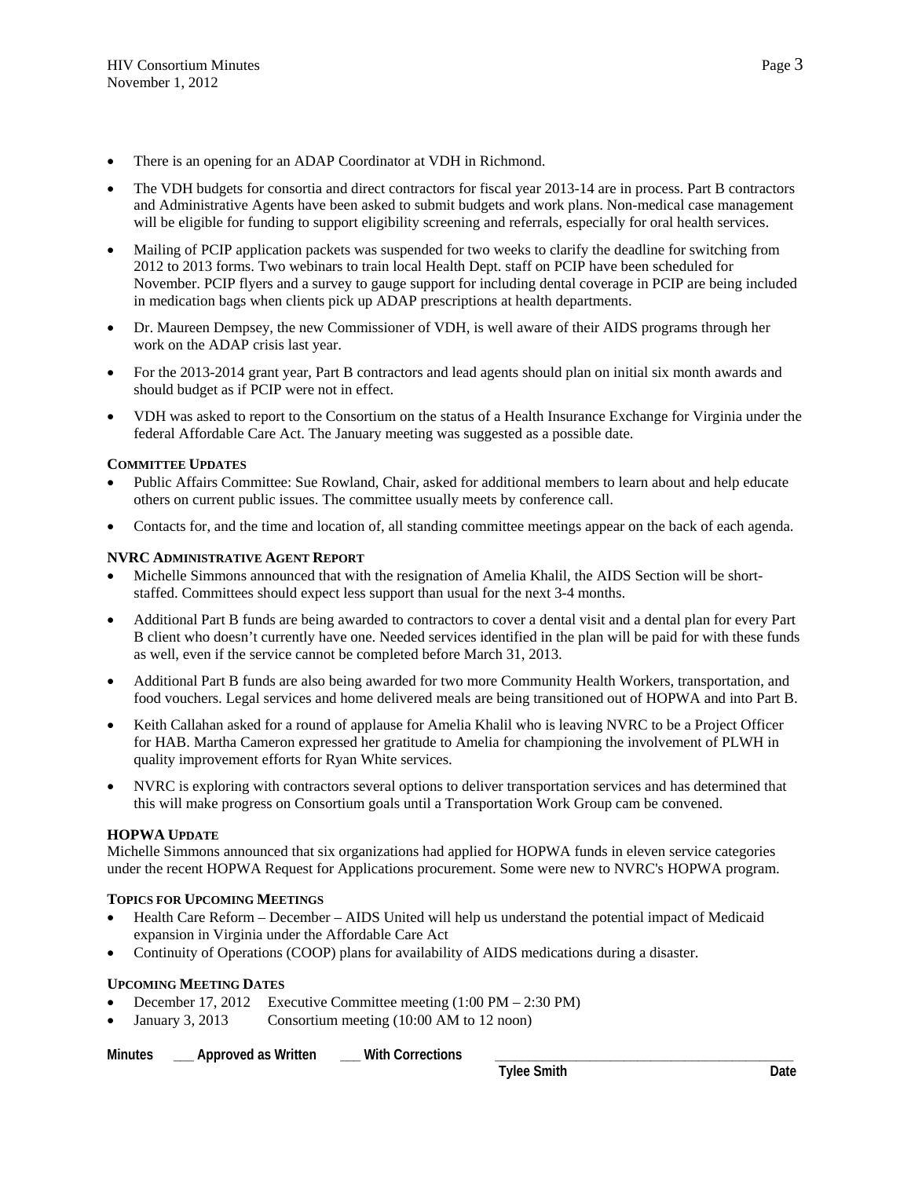- There is an opening for an ADAP Coordinator at VDH in Richmond.
- The VDH budgets for consortia and direct contractors for fiscal year 2013-14 are in process. Part B contractors and Administrative Agents have been asked to submit budgets and work plans. Non-medical case management will be eligible for funding to support eligibility screening and referrals, especially for oral health services.
- Mailing of PCIP application packets was suspended for two weeks to clarify the deadline for switching from 2012 to 2013 forms. Two webinars to train local Health Dept. staff on PCIP have been scheduled for November. PCIP flyers and a survey to gauge support for including dental coverage in PCIP are being included in medication bags when clients pick up ADAP prescriptions at health departments.
- Dr. Maureen Dempsey, the new Commissioner of VDH, is well aware of their AIDS programs through her work on the ADAP crisis last year.
- For the 2013-2014 grant year, Part B contractors and lead agents should plan on initial six month awards and should budget as if PCIP were not in effect.
- VDH was asked to report to the Consortium on the status of a Health Insurance Exchange for Virginia under the federal Affordable Care Act. The January meeting was suggested as a possible date.

#### COMMITTEE UPDATES

- Public Affairs Committee: Sue Rowland, Chair, asked for additional members to learn about and help educate others on current public issues. The committee usually meets by conference call.
- Contacts for, and the time and location of, all standing committee meetings appear on the back of each agenda.

#### NVRC ADMINISTRATIVE AGENT REPORT

- Michelle Simmons announced that with the resignation of Amelia Khalil, the AIDS Section will be short-staffed. Committees should expect less support than usual for the next 3-4 months.
- Additional Part B funds are being awarded to contractors to cover a dental visit and a dental plan for every Part B client who doesn't currently have one. Needed services identified in the plan will be paid for with these funds as well, even if the service cannot be completed before March 31, 2013.
- Additional Part B funds are also being awarded for two more Community Health Workers, transportation, and food vouchers. Legal services and home delivered meals are being transitioned out of HOPWA and into Part B.
- Keith Callahan asked for a round of applause for Amelia Khalil who is leaving NVRC to be a Project Officer for HAB. Martha Cameron expressed her gratitude to Amelia for championing the involvement of PLWH in quality improvement efforts for Ryan White services.
- NVRC is exploring with contractors several options to deliver transportation services and has determined that this will make progress on Consortium goals until a Transportation Work Group cam be convened.

#### HOPWA UPDATE

Michelle Simmons announced that six organizations had applied for HOPWA funds in eleven service categories under the recent HOPWA Request for Applications procurement. Some were new to NVRC's HOPWA program.

#### TOPICS FOR UPCOMING MEETINGS

- Health Care Reform – December – AIDS United will help us understand the potential impact of Medicaid expansion in Virginia under the Affordable Care Act
- Continuity of Operations (COOP) plans for availability of AIDS medications during a disaster.

#### UPCOMING MEETING DATES

- December 17, 2012 Executive Committee meeting (1:00 PM – 2:30 PM)
- January 3, 2013 Consortium meeting (10:00 AM to 12 noon)

**Minutes** ___ **Approved as Written** ___ **With Corrections** _______________________________________________

**Tylee Smith** **Date**